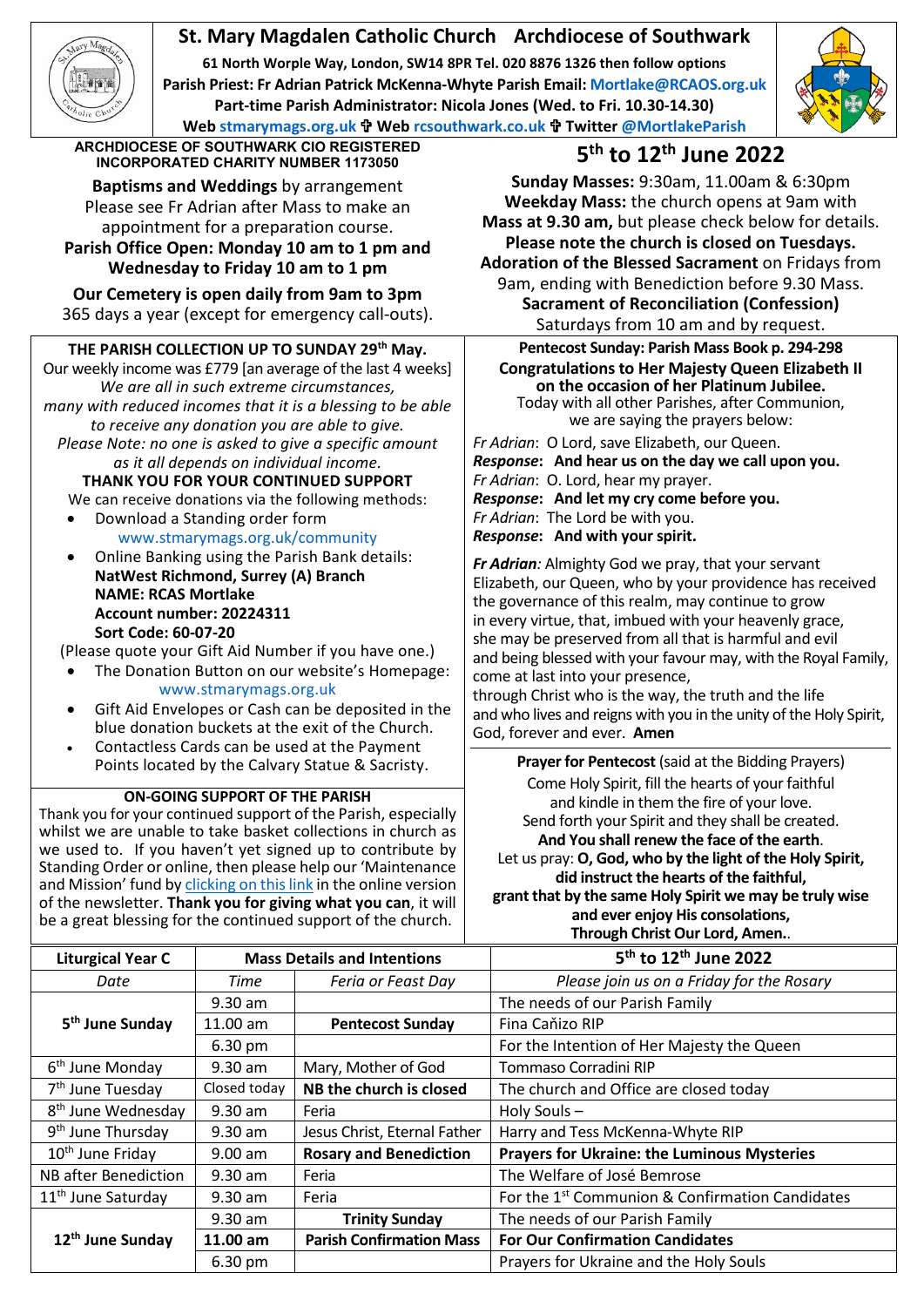# St. Mary Magdalen Catholic Church   Archdiocese of Southwark

**61 North Worple Way, London, SW14 8PR Tel. 020 8876 1326 then follow options**
**Parish Priest: Fr Adrian Patrick McKenna-Whyte Parish Email: Mortlake@RCAOS.org.uk**
**Part-time Parish Administrator: Nicola Jones (Wed. to Fri. 10.30-14.30)**
**Web stmarymags.org.uk ✠ Web rcsouthwark.co.uk ✠ Twitter @MortlakeParish**

**ARCHDIOCESE OF SOUTHWARK CIO REGISTERED INCORPORATED CHARITY NUMBER 1173050**

**Baptisms and Weddings** by arrangement
Please see Fr Adrian after Mass to make an appointment for a preparation course.
**Parish Office Open: Monday 10 am to 1 pm and Wednesday to Friday 10 am to 1 pm**

**Our Cemetery is open daily from 9am to 3pm**
365 days a year (except for emergency call-outs).

## 5th to 12th June 2022

**Sunday Masses:** 9:30am, 11.00am & 6:30pm
**Weekday Mass:** the church opens at 9am with **Mass at 9.30 am,** but please check below for details.
**Please note the church is closed on Tuesdays.**
**Adoration of the Blessed Sacrament** on Fridays from 9am, ending with Benediction before 9.30 Mass.
**Sacrament of Reconciliation (Confession)**
Saturdays from 10 am and by request.

### THE PARISH COLLECTION UP TO SUNDAY 29th May.

Our weekly income was £779 [an average of the last 4 weeks]
*We are all in such extreme circumstances, many with reduced incomes that it is a blessing to be able to receive any donation you are able to give.*
*Please Note: no one is asked to give a specific amount as it all depends on individual income.*

**THANK YOU FOR YOUR CONTINUED SUPPORT**

We can receive donations via the following methods:

- Download a Standing order form www.stmarymags.org.uk/community
- Online Banking using the Parish Bank details:
  **NatWest Richmond, Surrey (A) Branch**
  **NAME: RCAS Mortlake**
  **Account number: 20224311**
  **Sort Code: 60-07-20**

(Please quote your Gift Aid Number if you have one.)

- The Donation Button on our website's Homepage: www.stmarymags.org.uk
- Gift Aid Envelopes or Cash can be deposited in the blue donation buckets at the exit of the Church.
- Contactless Cards can be used at the Payment Points located by the Calvary Statue & Sacristy.

### ON-GOING SUPPORT OF THE PARISH

Thank you for your continued support of the Parish, especially whilst we are unable to take basket collections in church as we used to. If you haven't yet signed up to contribute by Standing Order or online, then please help our 'Maintenance and Mission' fund by clicking on this link in the online version of the newsletter. **Thank you for giving what you can**, it will be a great blessing for the continued support of the church.

### Pentecost Sunday: Parish Mass Book p. 294-298

**Congratulations to Her Majesty Queen Elizabeth II on the occasion of her Platinum Jubilee.**
Today with all other Parishes, after Communion, we are saying the prayers below:

*Fr Adrian*: O Lord, save Elizabeth, our Queen.
***Response*: And hear us on the day we call upon you.**
*Fr Adrian*: O. Lord, hear my prayer.
***Response*: And let my cry come before you.**
*Fr Adrian*: The Lord be with you.
***Response*: And with your spirit.**

***Fr Adrian**:* Almighty God we pray, that your servant Elizabeth, our Queen, who by your providence has received the governance of this realm, may continue to grow in every virtue, that, imbued with your heavenly grace, she may be preserved from all that is harmful and evil and being blessed with your favour may, with the Royal Family, come at last into your presence, through Christ who is the way, the truth and the life and who lives and reigns with you in the unity of the Holy Spirit, God, forever and ever. **Amen**

**Prayer for Pentecost** (said at the Bidding Prayers)
Come Holy Spirit, fill the hearts of your faithful and kindle in them the fire of your love.
Send forth your Spirit and they shall be created.
**And You shall renew the face of the earth**.
Let us pray: **O, God, who by the light of the Holy Spirit, did instruct the hearts of the faithful, grant that by the same Holy Spirit we may be truly wise and ever enjoy His consolations, Through Christ Our Lord, Amen.**.

| Liturgical Year C | Mass Details and Intentions | | 5th to 12th June 2022 |
|---|---|---|---|
| *Date* | *Time* | *Feria or Feast Day* | *Please join us on a Friday for the Rosary* |
| **5th June Sunday** | 9.30 am | | The needs of our Parish Family |
| | 11.00 am | **Pentecost Sunday** | Fina Caňizo RIP |
| | 6.30 pm | | For the Intention of Her Majesty the Queen |
| 6th June Monday | 9.30 am | Mary, Mother of God | Tommaso Corradini RIP |
| 7th June Tuesday | Closed today | **NB the church is closed** | The church and Office are closed today |
| 8th June Wednesday | 9.30 am | Feria | Holy Souls – |
| 9th June Thursday | 9.30 am | Jesus Christ, Eternal Father | Harry and Tess McKenna-Whyte RIP |
| 10th June Friday | 9.00 am | **Rosary and Benediction** | **Prayers for Ukraine: the Luminous Mysteries** |
| NB after Benediction | 9.30 am | Feria | The Welfare of José Bemrose |
| 11th June Saturday | 9.30 am | Feria | For the 1st Communion & Confirmation Candidates |
| **12th June Sunday** | 9.30 am | **Trinity Sunday** | The needs of our Parish Family |
| | **11.00 am** | **Parish Confirmation Mass** | **For Our Confirmation Candidates** |
| | 6.30 pm | | Prayers for Ukraine and the Holy Souls |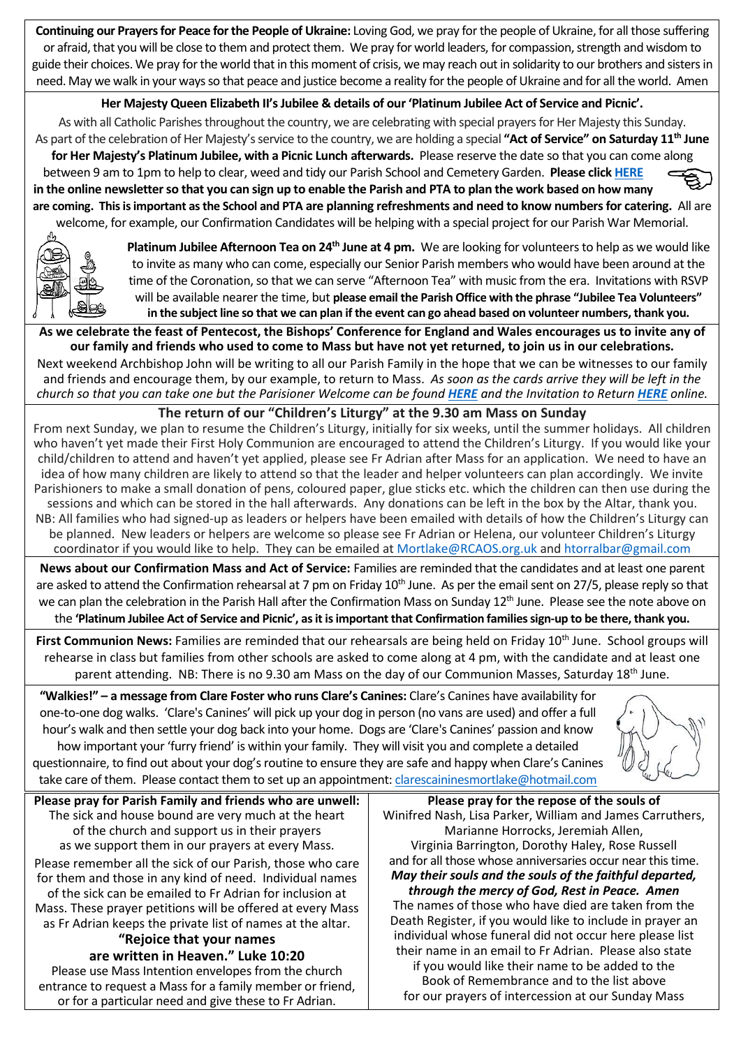**Continuing our Prayers for Peace for the People of Ukraine:** Loving God, we pray for the people of Ukraine, for all those suffering or afraid, that you will be close to them and protect them. We pray for world leaders, for compassion, strength and wisdom to guide their choices. We pray for the world that in this moment of crisis, we may reach out in solidarity to our brothers and sisters in need. May we walk in your ways so that peace and justice become a reality for the people of Ukraine and for all the world. Amen

**Her Majesty Queen Elizabeth II's Jubilee & details of our 'Platinum Jubilee Act of Service and Picnic'.**

As with all Catholic Parishes throughout the country, we are celebrating with special prayers for Her Majesty this Sunday. As part of the celebration of Her Majesty's service to the country, we are holding a special **"Act of Service" on Saturday 11th June for Her Majesty's Platinum Jubilee, with a Picnic Lunch afterwards.** Please reserve the date so that you can come along between 9 am to 1pm to help to clear, weed and tidy our Parish School and Cemetery Garden. **Please click HERE in the online newsletter so that you can sign up to enable the Parish and PTA to plan the work based on how many are coming. This is important as the School and PTA are planning refreshments and need to know numbers for catering.** All are welcome, for example, our Confirmation Candidates will be helping with a special project for our Parish War Memorial.

**Platinum Jubilee Afternoon Tea on 24th June at 4 pm.** We are looking for volunteers to help as we would like to invite as many who can come, especially our Senior Parish members who would have been around at the time of the Coronation, so that we can serve "Afternoon Tea" with music from the era. Invitations with RSVP will be available nearer the time, but **please email the Parish Office with the phrase "Jubilee Tea Volunteers" in the subject line so that we can plan if the event can go ahead based on volunteer numbers, thank you.**

**As we celebrate the feast of Pentecost, the Bishops' Conference for England and Wales encourages us to invite any of our family and friends who used to come to Mass but have not yet returned, to join us in our celebrations.**

Next weekend Archbishop John will be writing to all our Parish Family in the hope that we can be witnesses to our family and friends and encourage them, by our example, to return to Mass. *As soon as the cards arrive they will be left in the church so that you can take one but the Parisioner Welcome can be found **HERE** and the Invitation to Return **HERE** online.*

## The return of our "Children's Liturgy" at the 9.30 am Mass on Sunday

From next Sunday, we plan to resume the Children's Liturgy, initially for six weeks, until the summer holidays. All children who haven't yet made their First Holy Communion are encouraged to attend the Children's Liturgy. If you would like your child/children to attend and haven't yet applied, please see Fr Adrian after Mass for an application. We need to have an idea of how many children are likely to attend so that the leader and helper volunteers can plan accordingly. We invite Parishioners to make a small donation of pens, coloured paper, glue sticks etc. which the children can then use during the sessions and which can be stored in the hall afterwards. Any donations can be left in the box by the Altar, thank you.
NB: All families who had signed-up as leaders or helpers have been emailed with details of how the Children's Liturgy can be planned. New leaders or helpers are welcome so please see Fr Adrian or Helena, our volunteer Children's Liturgy coordinator if you would like to help. They can be emailed at Mortlake@RCAOS.org.uk and htorralbar@gmail.com

**News about our Confirmation Mass and Act of Service:** Families are reminded that the candidates and at least one parent are asked to attend the Confirmation rehearsal at 7 pm on Friday 10th June. As per the email sent on 27/5, please reply so that we can plan the celebration in the Parish Hall after the Confirmation Mass on Sunday 12th June. Please see the note above on the **'Platinum Jubilee Act of Service and Picnic', as it is important that Confirmation families sign-up to be there, thank you.**

**First Communion News:** Families are reminded that our rehearsals are being held on Friday 10th June. School groups will rehearse in class but families from other schools are asked to come along at 4 pm, with the candidate and at least one parent attending. NB: There is no 9.30 am Mass on the day of our Communion Masses, Saturday 18th June.

**"Walkies!" – a message from Clare Foster who runs Clare's Canines:** Clare's Canines have availability for one-to-one dog walks. 'Clare's Canines' will pick up your dog in person (no vans are used) and offer a full hour's walk and then settle your dog back into your home. Dogs are 'Clare's Canines' passion and know how important your 'furry friend' is within your family. They will visit you and complete a detailed questionnaire, to find out about your dog's routine to ensure they are safe and happy when Clare's Canines take care of them. Please contact them to set up an appointment: clarescaininesmortlake@hotmail.com

**Please pray for Parish Family and friends who are unwell:**
The sick and house bound are very much at the heart of the church and support us in their prayers as we support them in our prayers at every Mass.
Please remember all the sick of our Parish, those who care for them and those in any kind of need. Individual names of the sick can be emailed to Fr Adrian for inclusion at Mass. These prayer petitions will be offered at every Mass as Fr Adrian keeps the private list of names at the altar.

**"Rejoice that your names are written in Heaven." Luke 10:20**

Please use Mass Intention envelopes from the church entrance to request a Mass for a family member or friend, or for a particular need and give these to Fr Adrian.

**Please pray for the repose of the souls of**
Winifred Nash, Lisa Parker, William and James Carruthers, Marianne Horrocks, Jeremiah Allen, Virginia Barrington, Dorothy Haley, Rose Russell and for all those whose anniversaries occur near this time.
***May their souls and the souls of the faithful departed, through the mercy of God, Rest in Peace. Amen***
The names of those who have died are taken from the Death Register, if you would like to include in prayer an individual whose funeral did not occur here please list their name in an email to Fr Adrian. Please also state if you would like their name to be added to the Book of Remembrance and to the list above for our prayers of intercession at our Sunday Mass